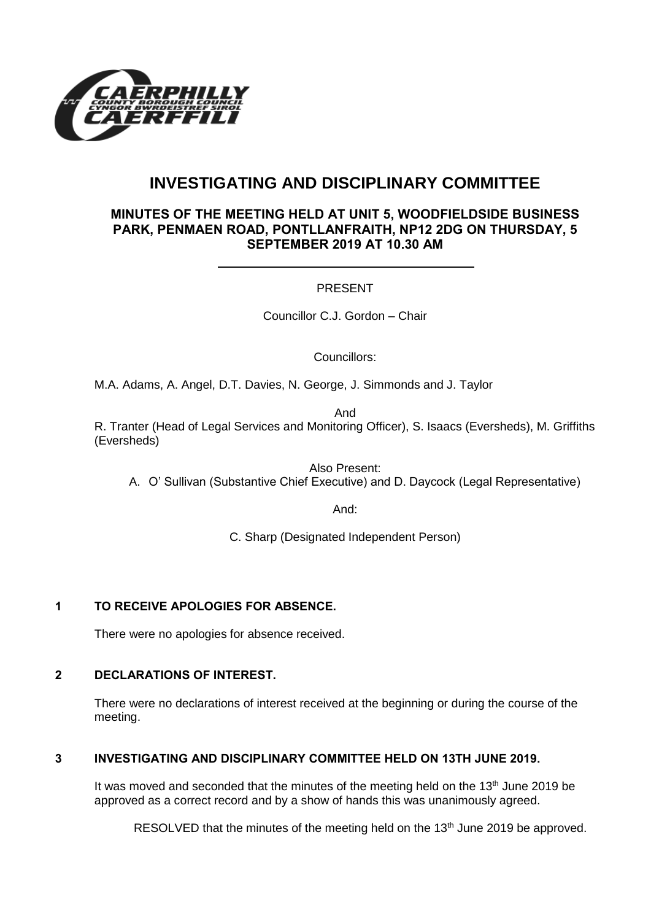# INVESTIGATING AND DISCIPLINARY COMMITTEE

## MINUTES OF THE MEETING HELD AT UNIT 5, WOODFIELDSIDE BUSINESS PARK, PENMAEN ROAD, PONTLLANFRAITH, NP12 2DG ON THURSDAY, 5 SEPTEMBER 2019 AT 10.30 AM

PRESENT

Councillor C.J. Gordon – Chair

Councillors:

M.A. Adams, A. Angel, D.T. Davies, N. George, J. Simmonds and J. Taylor

And

R. Tranter (Head of Legal Services and Monitoring Officer), S. Isaacs (Eversheds), M. Griffiths (Eversheds)

Also Present:

A. O' Sullivan (Substantive Chief Executive) and D. Daycock (Legal Representative)

And:

C. Sharp (Designated Independent Person)

### 1 TO RECEIVE APOLOGIES FOR ABSENCE.

There were no apologies for absence received.

### 2 DECLARATIONS OF INTEREST.

There were no declarations of interest received at the beginning or during the course of the meeting.

### 3 INVESTIGATING AND DISCIPLINARY COMMITTEE HELD ON 13TH JUNE 2019.

It was moved and seconded that the minutes of the meeting held on the 13th June 2019 be approved as a correct record and by a show of hands this was unanimously agreed.

RESOLVED that the minutes of the meeting held on the 13th June 2019 be approved.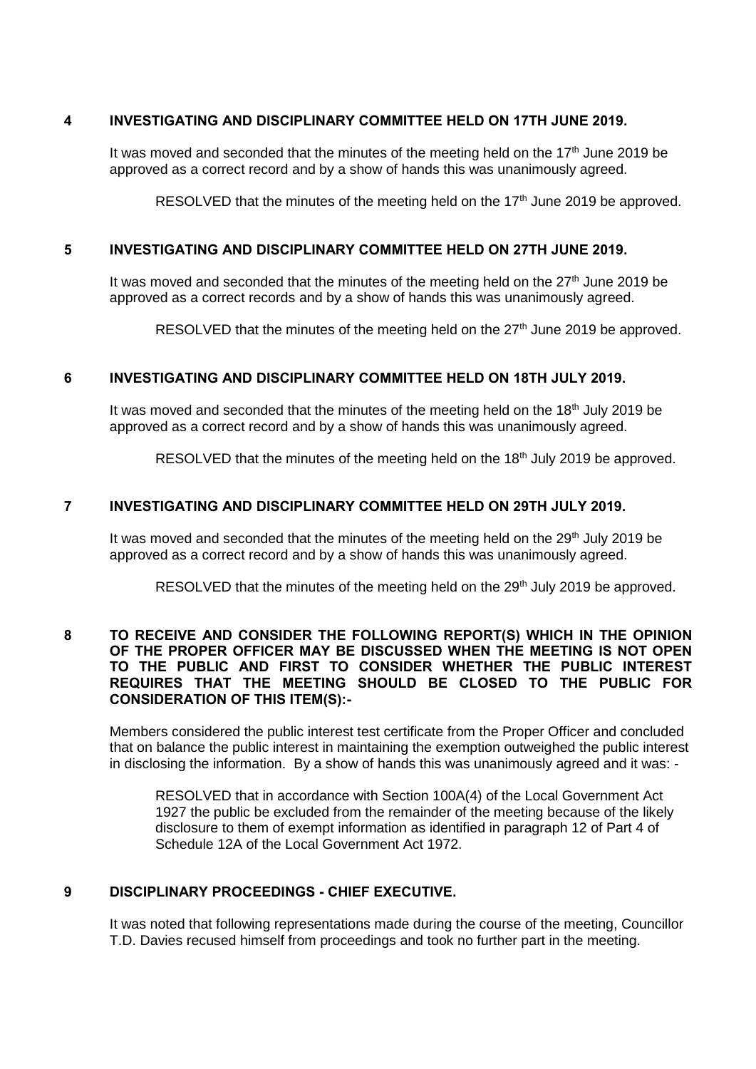## 4 INVESTIGATING AND DISCIPLINARY COMMITTEE HELD ON 17TH JUNE 2019.

It was moved and seconded that the minutes of the meeting held on the 17th June 2019 be approved as a correct record and by a show of hands this was unanimously agreed.

RESOLVED that the minutes of the meeting held on the 17th June 2019 be approved.

## 5 INVESTIGATING AND DISCIPLINARY COMMITTEE HELD ON 27TH JUNE 2019.

It was moved and seconded that the minutes of the meeting held on the 27th June 2019 be approved as a correct records and by a show of hands this was unanimously agreed.

RESOLVED that the minutes of the meeting held on the 27th June 2019 be approved.

## 6 INVESTIGATING AND DISCIPLINARY COMMITTEE HELD ON 18TH JULY 2019.

It was moved and seconded that the minutes of the meeting held on the 18th July 2019 be approved as a correct record and by a show of hands this was unanimously agreed.

RESOLVED that the minutes of the meeting held on the 18th July 2019 be approved.

## 7 INVESTIGATING AND DISCIPLINARY COMMITTEE HELD ON 29TH JULY 2019.

It was moved and seconded that the minutes of the meeting held on the 29th July 2019 be approved as a correct record and by a show of hands this was unanimously agreed.

RESOLVED that the minutes of the meeting held on the 29th July 2019 be approved.

## 8 TO RECEIVE AND CONSIDER THE FOLLOWING REPORT(S) WHICH IN THE OPINION OF THE PROPER OFFICER MAY BE DISCUSSED WHEN THE MEETING IS NOT OPEN TO THE PUBLIC AND FIRST TO CONSIDER WHETHER THE PUBLIC INTEREST REQUIRES THAT THE MEETING SHOULD BE CLOSED TO THE PUBLIC FOR CONSIDERATION OF THIS ITEM(S):-

Members considered the public interest test certificate from the Proper Officer and concluded that on balance the public interest in maintaining the exemption outweighed the public interest in disclosing the information. By a show of hands this was unanimously agreed and it was: -

RESOLVED that in accordance with Section 100A(4) of the Local Government Act 1927 the public be excluded from the remainder of the meeting because of the likely disclosure to them of exempt information as identified in paragraph 12 of Part 4 of Schedule 12A of the Local Government Act 1972.

## 9 DISCIPLINARY PROCEEDINGS - CHIEF EXECUTIVE.

It was noted that following representations made during the course of the meeting, Councillor T.D. Davies recused himself from proceedings and took no further part in the meeting.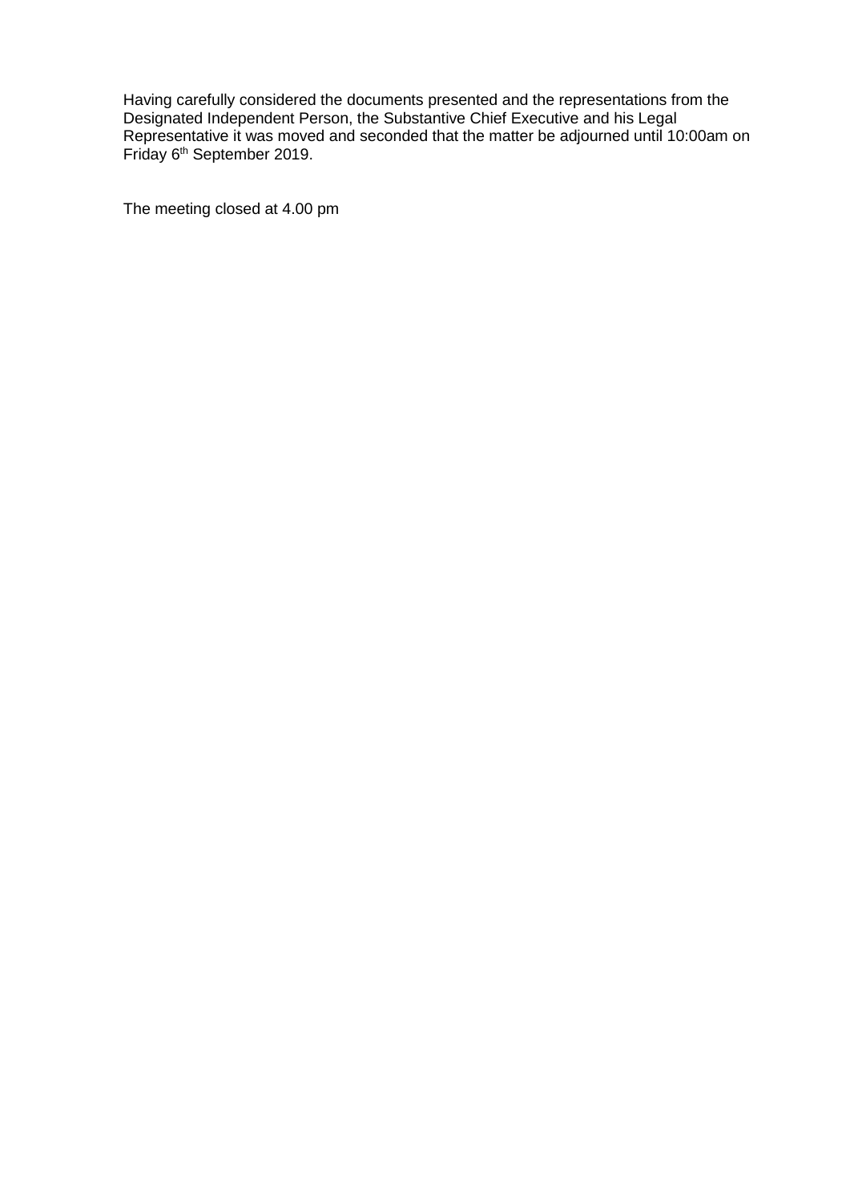Having carefully considered the documents presented and the representations from the Designated Independent Person, the Substantive Chief Executive and his Legal Representative it was moved and seconded that the matter be adjourned until 10:00am on Friday 6th September 2019.

The meeting closed at 4.00 pm